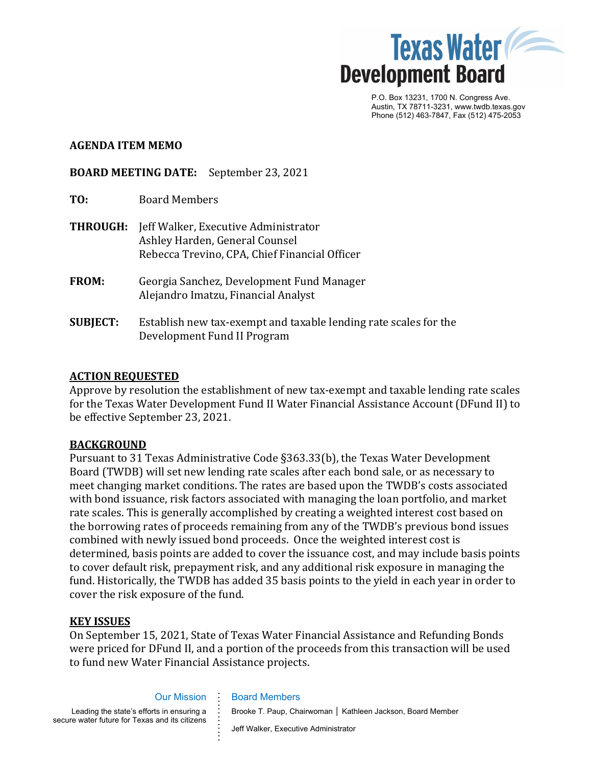Texas Water Development Board

P.O. Box 13231, 1700 N. Congress Ave.
Austin, TX 78711-3231, www.twdb.texas.gov
Phone (512) 463-7847, Fax (512) 475-2053

**AGENDA ITEM MEMO**

**BOARD MEETING DATE:** September 23, 2021

**TO:** Board Members

**THROUGH:** Jeff Walker, Executive Administrator
Ashley Harden, General Counsel
Rebecca Trevino, CPA, Chief Financial Officer

**FROM:** Georgia Sanchez, Development Fund Manager
Alejandro Imatzu, Financial Analyst

**SUBJECT:** Establish new tax-exempt and taxable lending rate scales for the Development Fund II Program

## ACTION REQUESTED

Approve by resolution the establishment of new tax-exempt and taxable lending rate scales for the Texas Water Development Fund II Water Financial Assistance Account (DFund II) to be effective September 23, 2021.

## BACKGROUND

Pursuant to 31 Texas Administrative Code §363.33(b), the Texas Water Development Board (TWDB) will set new lending rate scales after each bond sale, or as necessary to meet changing market conditions. The rates are based upon the TWDB's costs associated with bond issuance, risk factors associated with managing the loan portfolio, and market rate scales. This is generally accomplished by creating a weighted interest cost based on the borrowing rates of proceeds remaining from any of the TWDB's previous bond issues combined with newly issued bond proceeds. Once the weighted interest cost is determined, basis points are added to cover the issuance cost, and may include basis points to cover default risk, prepayment risk, and any additional risk exposure in managing the fund. Historically, the TWDB has added 35 basis points to the yield in each year in order to cover the risk exposure of the fund.

## KEY ISSUES

On September 15, 2021, State of Texas Water Financial Assistance and Refunding Bonds were priced for DFund II, and a portion of the proceeds from this transaction will be used to fund new Water Financial Assistance projects.

Our Mission

Leading the state's efforts in ensuring a secure water future for Texas and its citizens

Board Members

Brooke T. Paup, Chairwoman | Kathleen Jackson, Board Member

Jeff Walker, Executive Administrator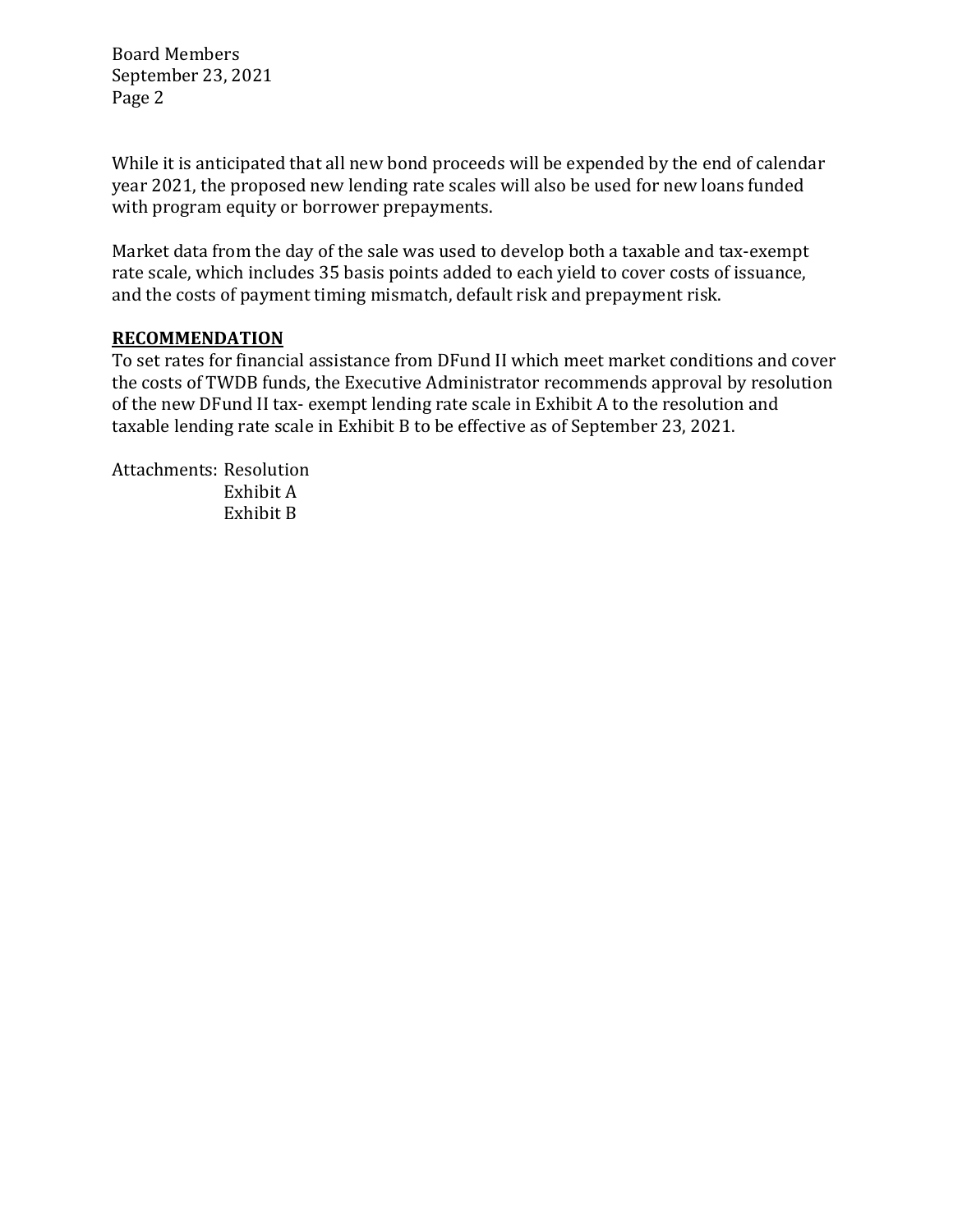While it is anticipated that all new bond proceeds will be expended by the end of calendar year 2021, the proposed new lending rate scales will also be used for new loans funded with program equity or borrower prepayments.

Market data from the day of the sale was used to develop both a taxable and tax-exempt rate scale, which includes 35 basis points added to each yield to cover costs of issuance, and the costs of payment timing mismatch, default risk and prepayment risk.

**RECOMMENDATION**

To set rates for financial assistance from DFund II which meet market conditions and cover the costs of TWDB funds, the Executive Administrator recommends approval by resolution of the new DFund II tax- exempt lending rate scale in Exhibit A to the resolution and taxable lending rate scale in Exhibit B to be effective as of September 23, 2021.

Attachments: Resolution
Exhibit A
Exhibit B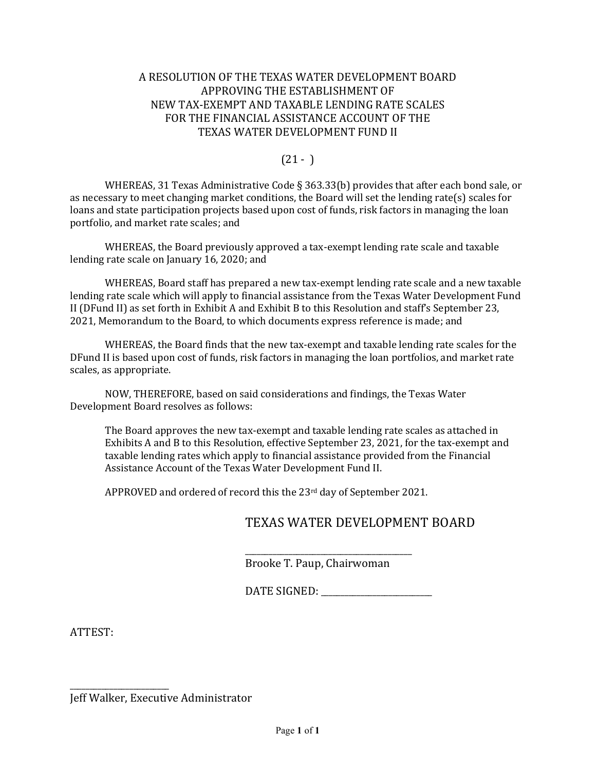# A RESOLUTION OF THE TEXAS WATER DEVELOPMENT BOARD APPROVING THE ESTABLISHMENT OF NEW TAX-EXEMPT AND TAXABLE LENDING RATE SCALES FOR THE FINANCIAL ASSISTANCE ACCOUNT OF THE TEXAS WATER DEVELOPMENT FUND II

(21 - )

WHEREAS, 31 Texas Administrative Code § 363.33(b) provides that after each bond sale, or as necessary to meet changing market conditions, the Board will set the lending rate(s) scales for loans and state participation projects based upon cost of funds, risk factors in managing the loan portfolio, and market rate scales; and

WHEREAS, the Board previously approved a tax-exempt lending rate scale and taxable lending rate scale on January 16, 2020; and

WHEREAS, Board staff has prepared a new tax-exempt lending rate scale and a new taxable lending rate scale which will apply to financial assistance from the Texas Water Development Fund II (DFund II) as set forth in Exhibit A and Exhibit B to this Resolution and staff's September 23, 2021, Memorandum to the Board, to which documents express reference is made; and

WHEREAS, the Board finds that the new tax-exempt and taxable lending rate scales for the DFund II is based upon cost of funds, risk factors in managing the loan portfolios, and market rate scales, as appropriate.

NOW, THEREFORE, based on said considerations and findings, the Texas Water Development Board resolves as follows:

> The Board approves the new tax-exempt and taxable lending rate scales as attached in Exhibits A and B to this Resolution, effective September 23, 2021, for the tax-exempt and taxable lending rates which apply to financial assistance provided from the Financial Assistance Account of the Texas Water Development Fund II.
>
> APPROVED and ordered of record this the 23rd day of September 2021.

TEXAS WATER DEVELOPMENT BOARD

\_\_\_\_\_\_\_\_\_\_\_\_\_\_\_\_\_\_\_\_\_\_\_\_\_\_\_\_\_\_\_\_\_\_\_\_

Brooke T. Paup, Chairwoman

DATE SIGNED: \_\_\_\_\_\_\_\_\_\_\_\_\_\_\_\_\_\_\_\_\_\_\_\_

ATTEST:

\_\_\_\_\_\_\_\_\_\_\_\_\_\_\_\_\_\_\_\_\_\_\_\_

Jeff Walker, Executive Administrator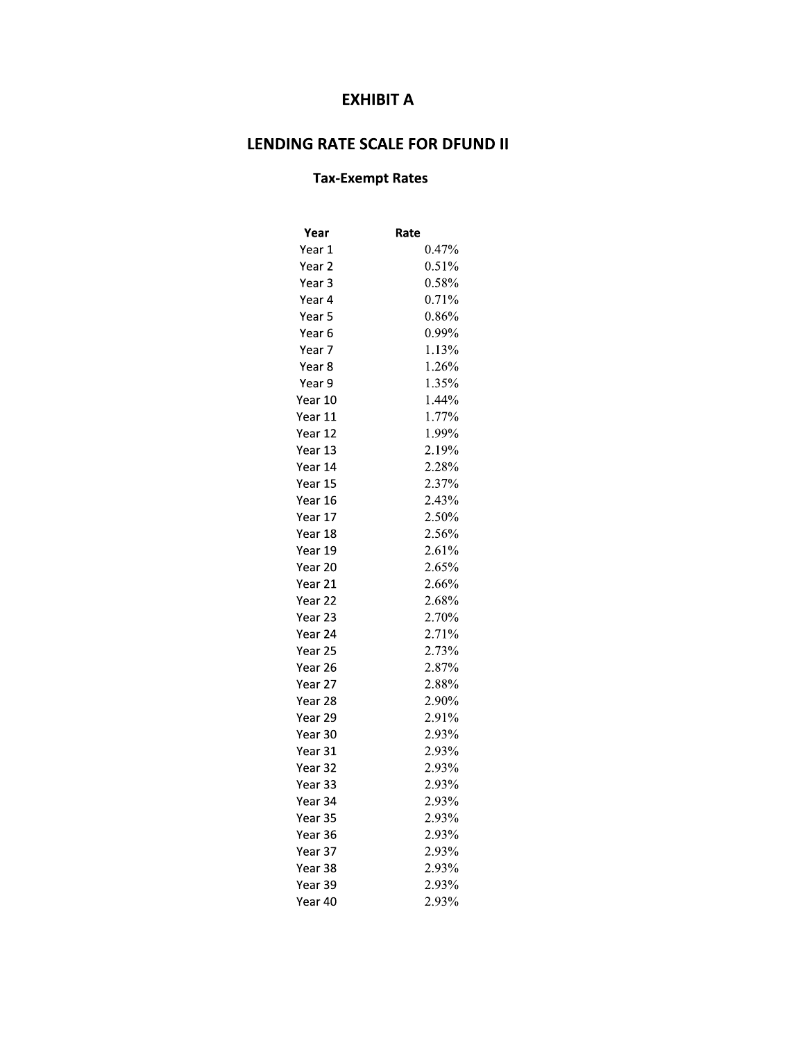# EXHIBIT A

## LENDING RATE SCALE FOR DFUND II

### Tax-Exempt Rates

| Year | Rate |
|---|---|
| Year 1 | 0.47% |
| Year 2 | 0.51% |
| Year 3 | 0.58% |
| Year 4 | 0.71% |
| Year 5 | 0.86% |
| Year 6 | 0.99% |
| Year 7 | 1.13% |
| Year 8 | 1.26% |
| Year 9 | 1.35% |
| Year 10 | 1.44% |
| Year 11 | 1.77% |
| Year 12 | 1.99% |
| Year 13 | 2.19% |
| Year 14 | 2.28% |
| Year 15 | 2.37% |
| Year 16 | 2.43% |
| Year 17 | 2.50% |
| Year 18 | 2.56% |
| Year 19 | 2.61% |
| Year 20 | 2.65% |
| Year 21 | 2.66% |
| Year 22 | 2.68% |
| Year 23 | 2.70% |
| Year 24 | 2.71% |
| Year 25 | 2.73% |
| Year 26 | 2.87% |
| Year 27 | 2.88% |
| Year 28 | 2.90% |
| Year 29 | 2.91% |
| Year 30 | 2.93% |
| Year 31 | 2.93% |
| Year 32 | 2.93% |
| Year 33 | 2.93% |
| Year 34 | 2.93% |
| Year 35 | 2.93% |
| Year 36 | 2.93% |
| Year 37 | 2.93% |
| Year 38 | 2.93% |
| Year 39 | 2.93% |
| Year 40 | 2.93% |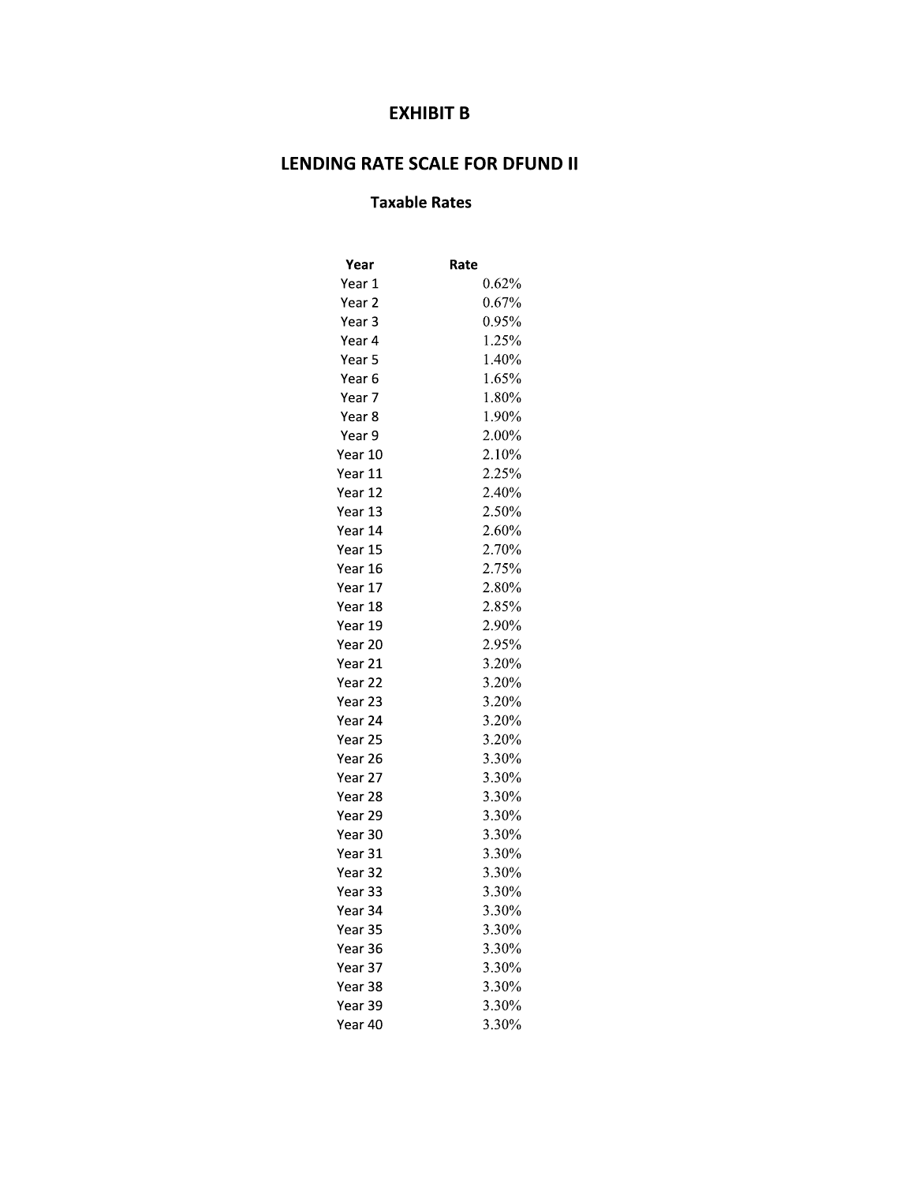# EXHIBIT B

## LENDING RATE SCALE FOR DFUND II

### Taxable Rates

| Year | Rate |
|---|---|
| Year 1 | 0.62% |
| Year 2 | 0.67% |
| Year 3 | 0.95% |
| Year 4 | 1.25% |
| Year 5 | 1.40% |
| Year 6 | 1.65% |
| Year 7 | 1.80% |
| Year 8 | 1.90% |
| Year 9 | 2.00% |
| Year 10 | 2.10% |
| Year 11 | 2.25% |
| Year 12 | 2.40% |
| Year 13 | 2.50% |
| Year 14 | 2.60% |
| Year 15 | 2.70% |
| Year 16 | 2.75% |
| Year 17 | 2.80% |
| Year 18 | 2.85% |
| Year 19 | 2.90% |
| Year 20 | 2.95% |
| Year 21 | 3.20% |
| Year 22 | 3.20% |
| Year 23 | 3.20% |
| Year 24 | 3.20% |
| Year 25 | 3.20% |
| Year 26 | 3.30% |
| Year 27 | 3.30% |
| Year 28 | 3.30% |
| Year 29 | 3.30% |
| Year 30 | 3.30% |
| Year 31 | 3.30% |
| Year 32 | 3.30% |
| Year 33 | 3.30% |
| Year 34 | 3.30% |
| Year 35 | 3.30% |
| Year 36 | 3.30% |
| Year 37 | 3.30% |
| Year 38 | 3.30% |
| Year 39 | 3.30% |
| Year 40 | 3.30% |